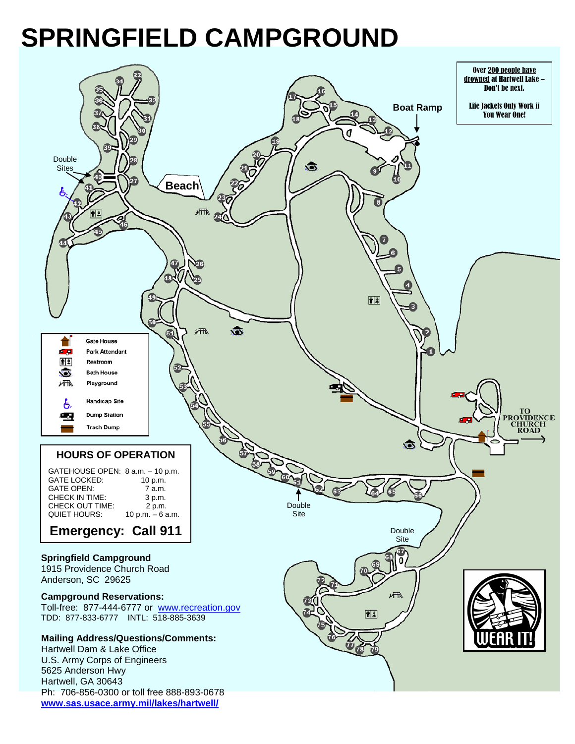# SPRINGFIELD CAMPGROUND

Over 200 people have drowned at Hartwell Lake – Don't be next.

Life Jackets Only Work if You Wear One!

Boat Ramp

Beach

Double Sites

Double Site

Double Site

TO PROVIDENCE CHURCH ROAD

| Symbol | Meaning |
|---|---|
| | Gate House |
| | Park Attendant |
| | Restroom |
| | Bath House |
| | Playground |
| | Handicap Site |
| | Dump Station |
| | Trash Dump |

## HOURS OF OPERATION

| | |
|---|---|
| GATEHOUSE OPEN: | 8 a.m. – 10 p.m. |
| GATE LOCKED: | 10 p.m. |
| GATE OPEN: | 7 a.m. |
| CHECK IN TIME: | 3 p.m. |
| CHECK OUT TIME: | 2 p.m. |
| QUIET HOURS: | 10 p.m. – 6 a.m. |

**Emergency: Call 911**

**Springfield Campground**
1915 Providence Church Road
Anderson, SC 29625

**Campground Reservations:**
Toll-free: 877-444-6777 or www.recreation.gov
TDD: 877-833-6777 INTL: 518-885-3639

**Mailing Address/Questions/Comments:**
Hartwell Dam & Lake Office
U.S. Army Corps of Engineers
5625 Anderson Hwy
Hartwell, GA 30643
Ph: 706-856-0300 or toll free 888-893-0678
**www.sas.usace.army.mil/lakes/hartwell/**

WEAR IT!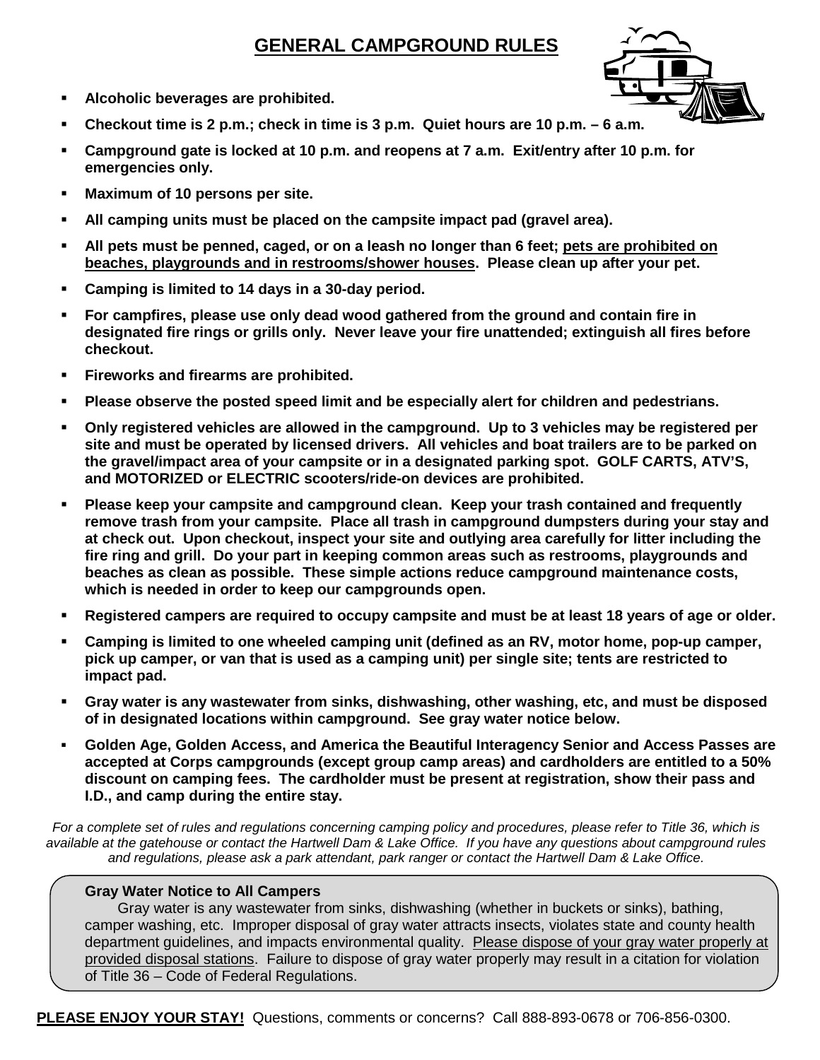# GENERAL CAMPGROUND RULES

- **Alcoholic beverages are prohibited.**
- **Checkout time is 2 p.m.; check in time is 3 p.m. Quiet hours are 10 p.m. – 6 a.m.**
- **Campground gate is locked at 10 p.m. and reopens at 7 a.m. Exit/entry after 10 p.m. for emergencies only.**
- **Maximum of 10 persons per site.**
- **All camping units must be placed on the campsite impact pad (gravel area).**
- **All pets must be penned, caged, or on a leash no longer than 6 feet; pets are prohibited on beaches, playgrounds and in restrooms/shower houses. Please clean up after your pet.**
- **Camping is limited to 14 days in a 30-day period.**
- **For campfires, please use only dead wood gathered from the ground and contain fire in designated fire rings or grills only. Never leave your fire unattended; extinguish all fires before checkout.**
- **Fireworks and firearms are prohibited.**
- **Please observe the posted speed limit and be especially alert for children and pedestrians.**
- **Only registered vehicles are allowed in the campground. Up to 3 vehicles may be registered per site and must be operated by licensed drivers. All vehicles and boat trailers are to be parked on the gravel/impact area of your campsite or in a designated parking spot. GOLF CARTS, ATV'S, and MOTORIZED or ELECTRIC scooters/ride-on devices are prohibited.**
- **Please keep your campsite and campground clean. Keep your trash contained and frequently remove trash from your campsite. Place all trash in campground dumpsters during your stay and at check out. Upon checkout, inspect your site and outlying area carefully for litter including the fire ring and grill. Do your part in keeping common areas such as restrooms, playgrounds and beaches as clean as possible. These simple actions reduce campground maintenance costs, which is needed in order to keep our campgrounds open.**
- **Registered campers are required to occupy campsite and must be at least 18 years of age or older.**
- **Camping is limited to one wheeled camping unit (defined as an RV, motor home, pop-up camper, pick up camper, or van that is used as a camping unit) per single site; tents are restricted to impact pad.**
- **Gray water is any wastewater from sinks, dishwashing, other washing, etc, and must be disposed of in designated locations within campground. See gray water notice below.**
- **Golden Age, Golden Access, and America the Beautiful Interagency Senior and Access Passes are accepted at Corps campgrounds (except group camp areas) and cardholders are entitled to a 50% discount on camping fees. The cardholder must be present at registration, show their pass and I.D., and camp during the entire stay.**

*For a complete set of rules and regulations concerning camping policy and procedures, please refer to Title 36, which is available at the gatehouse or contact the Hartwell Dam & Lake Office. If you have any questions about campground rules and regulations, please ask a park attendant, park ranger or contact the Hartwell Dam & Lake Office.*

**Gray Water Notice to All Campers**

Gray water is any wastewater from sinks, dishwashing (whether in buckets or sinks), bathing, camper washing, etc. Improper disposal of gray water attracts insects, violates state and county health department guidelines, and impacts environmental quality. Please dispose of your gray water properly at provided disposal stations. Failure to dispose of gray water properly may result in a citation for violation of Title 36 – Code of Federal Regulations.

**PLEASE ENJOY YOUR STAY!** Questions, comments or concerns? Call 888-893-0678 or 706-856-0300.